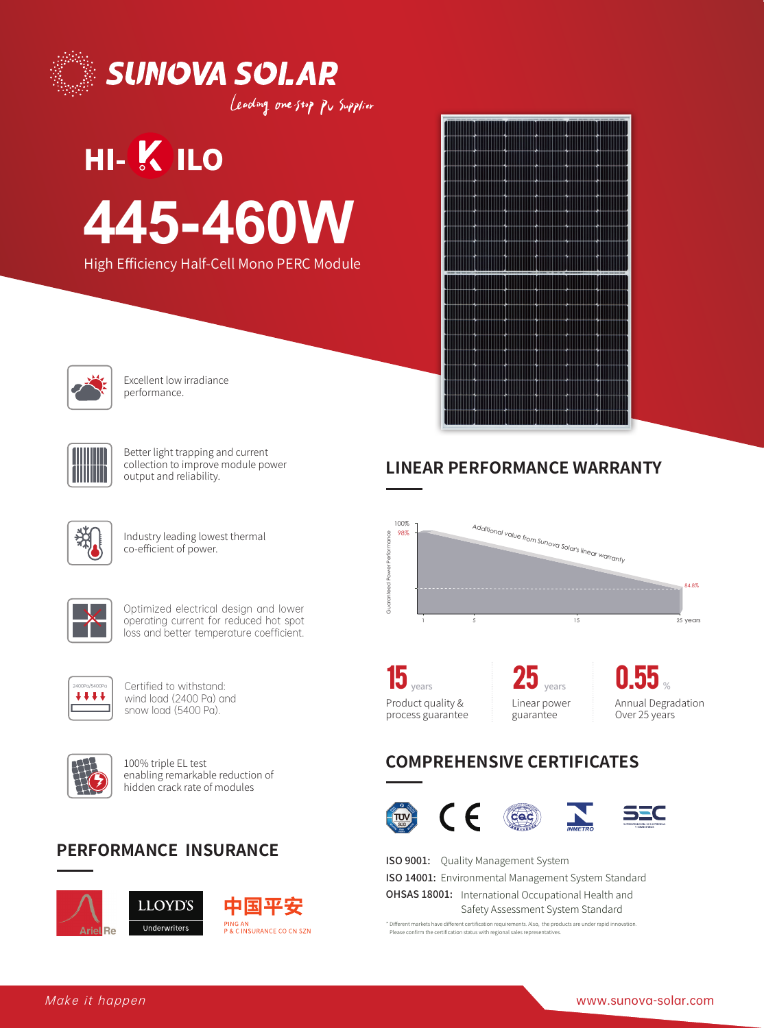# SUNOVA SOLAR

*Leading one-stop PV Supplier*

## HI-KILO

# 445-460W

High Efficiency Half-Cell Mono PERC Module

- Excellent low irradiance performance.
- Better light trapping and current collection to improve module power output and reliability.
- Industry leading lowest thermal co-efficient of power.
- Optimized electrical design and lower operating current for reduced hot spot loss and better temperature coefficient.
- Certified to withstand: wind load (2400 Pa) and snow load (5400 Pa).
- 100% triple EL test enabling remarkable reduction of hidden crack rate of modules

## PERFORMANCE INSURANCE

Ariel Re | LLOYD'S Underwriters | 中国平安 PING AN P & C INSURANCE CO CN SZN

## LINEAR PERFORMANCE WARRANTY

Guaranteed Power Performance: 100%, 98%, 84.8%

Additional value from Sunova Solar's linear warranty

1, 5, 15, 25 years

**15** years — Product quality & process guarantee

**25** years — Linear power guarantee

**0.55** % — Annual Degradation Over 25 years

## COMPREHENSIVE CERTIFICATES

TÜV SÜD | CE | CQC | INMETRO | SEC

**ISO 9001:** Quality Management System

**ISO 14001:** Environmental Management System Standard

**OHSAS 18001:** International Occupational Health and Safety Assessment System Standard

* Different markets have different certification requirements. Also, the products are under rapid innovation. Please confirm the certification status with regional sales representatives.

*Make it happen*

www.sunova-solar.com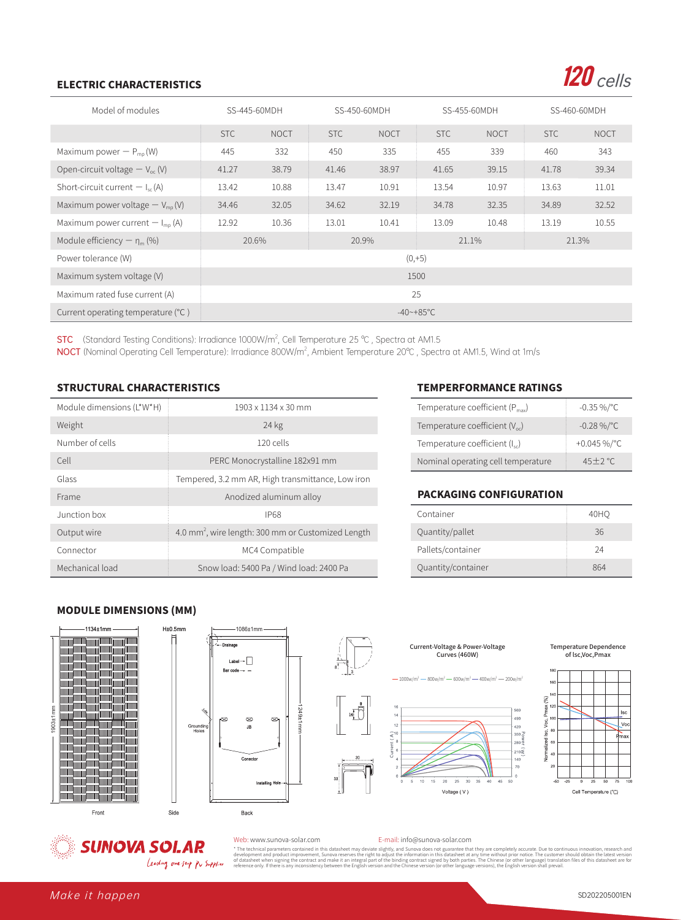# 120 cells

## ELECTRIC CHARACTERISTICS

| Model of modules | SS-445-60MDH | | SS-450-60MDH | | SS-455-60MDH | | SS-460-60MDH | |
|---|---|---|---|---|---|---|---|---|
| | STC | NOCT | STC | NOCT | STC | NOCT | STC | NOCT |
| Maximum power — $P_{mp}$ (W) | 445 | 332 | 450 | 335 | 455 | 339 | 460 | 343 |
| Open-circuit voltage — $V_{oc}$ (V) | 41.27 | 38.79 | 41.46 | 38.97 | 41.65 | 39.15 | 41.78 | 39.34 |
| Short-circuit current — $I_{sc}$ (A) | 13.42 | 10.88 | 13.47 | 10.91 | 13.54 | 10.97 | 13.63 | 11.01 |
| Maximum power voltage — $V_{mp}$ (V) | 34.46 | 32.05 | 34.62 | 32.19 | 34.78 | 32.35 | 34.89 | 32.52 |
| Maximum power current — $I_{mp}$ (A) | 12.92 | 10.36 | 13.01 | 10.41 | 13.09 | 10.48 | 13.19 | 10.55 |
| Module efficiency — $\eta_m$ (%) | 20.6% | | 20.9% | | 21.1% | | 21.3% | |
| Power tolerance (W) | (0,+5) | | | | | | | |
| Maximum system voltage (V) | 1500 | | | | | | | |
| Maximum rated fuse current (A) | 25 | | | | | | | |
| Current operating temperature (°C ) | -40~+85°C | | | | | | | |

STC (Standard Testing Conditions): Irradiance 1000W/m², Cell Temperature 25 ℃ , Spectra at AM1.5
NOCT (Nominal Operating Cell Temperature): Irradiance 800W/m², Ambient Temperature 20℃ , Spectra at AM1.5, Wind at 1m/s

## STRUCTURAL CHARACTERISTICS

| | |
|---|---|
| Module dimensions (L*W*H) | 1903 x 1134 x 30 mm |
| Weight | 24 kg |
| Number of cells | 120 cells |
| Cell | PERC Monocrystalline 182x91 mm |
| Glass | Tempered, 3.2 mm AR, High transmittance, Low iron |
| Frame | Anodized aluminum alloy |
| Junction box | IP68 |
| Output wire | 4.0 mm², wire length: 300 mm or Customized Length |
| Connector | MC4 Compatible |
| Mechanical load | Snow load: 5400 Pa / Wind load: 2400 Pa |

## TEMPERFORMANCE RATINGS

| | |
|---|---|
| Temperature coefficient ($P_{max}$) | -0.35 %/°C |
| Temperature coefficient ($V_{oc}$) | -0.28 %/°C |
| Temperature coefficient ($I_{sc}$) | +0.045 %/°C |
| Nominal operating cell temperature | 45±2 °C |

## PACKAGING CONFIGURATION

| | |
|---|---|
| Container | 40HQ |
| Quantity/pallet | 36 |
| Pallets/container | 24 |
| Quantity/container | 864 |

## MODULE DIMENSIONS (MM)

1134±1mm
1903±1mm
Front
H±0.5mm
Side
1086±1mm
Drainage
Label
Bar code
Grounding Holes
JB
Connector
Installing Hole
1249±1mm
Back

Current-Voltage & Power-Voltage Curves (460W)

— 1000w/m² — 800w/m² — 600w/m² — 400w/m² — 200w/m²

Current (A)
Voltage (V)
Power (W)

Temperature Dependence of Isc,Voc,Pmax

Normalized Isc, Voc, Pmax (%)
Isc
Voc
Pmax
Cell Temperature (°C)

SUNOVA SOLAR
Leading one stop Pv Supplier

Web: www.sunova-solar.com E-mail: info@sunova-solar.com

* The technical parameters contained in this datasheet may deviate slightly, and Sunova does not guarantee that they are completely accurate. Due to continuous innovation, research and development and product improvement, Sunova reserves the right to adjust the information in this datasheet at any time without prior notice. The customer should obtain the latest version of datasheet when signing the contract and make it an integral part of the binding contract signed by both parties. The Chinese (or other language) translation files of this datasheet are for reference only. If there is any inconsistency between the English version and the Chinese version (or other language versions), the English version shall prevail.

*Make it happen*

SD202205001EN